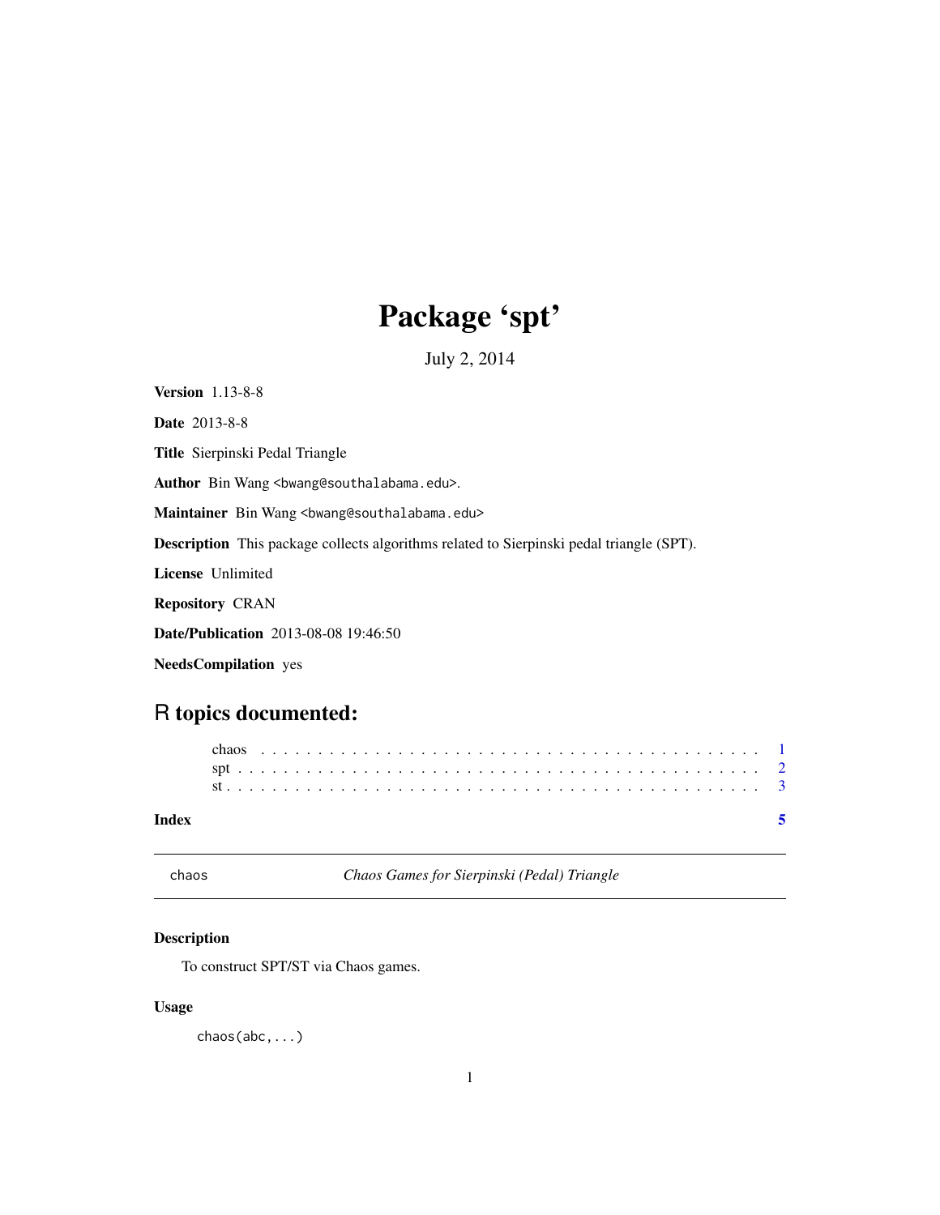# Package 'spt'

July 2, 2014

**Version** 1.13-8-8

**Date** 2013-8-8

**Title** Sierpinski Pedal Triangle

**Author** Bin Wang <bwang@southalabama.edu>.

**Maintainer** Bin Wang <bwang@southalabama.edu>

**Description** This package collects algorithms related to Sierpinski pedal triangle (SPT).

**License** Unlimited

**Repository** CRAN

**Date/Publication** 2013-08-08 19:46:50

**NeedsCompilation** yes

## R topics documented:

| | |
|---|---|
| chaos | 1 |
| spt | 2 |
| st | 3 |
| **Index** | **5** |

---

chaos *Chaos Games for Sierpinski (Pedal) Triangle*

---

### Description

To construct SPT/ST via Chaos games.

### Usage

```
chaos(abc,...)
```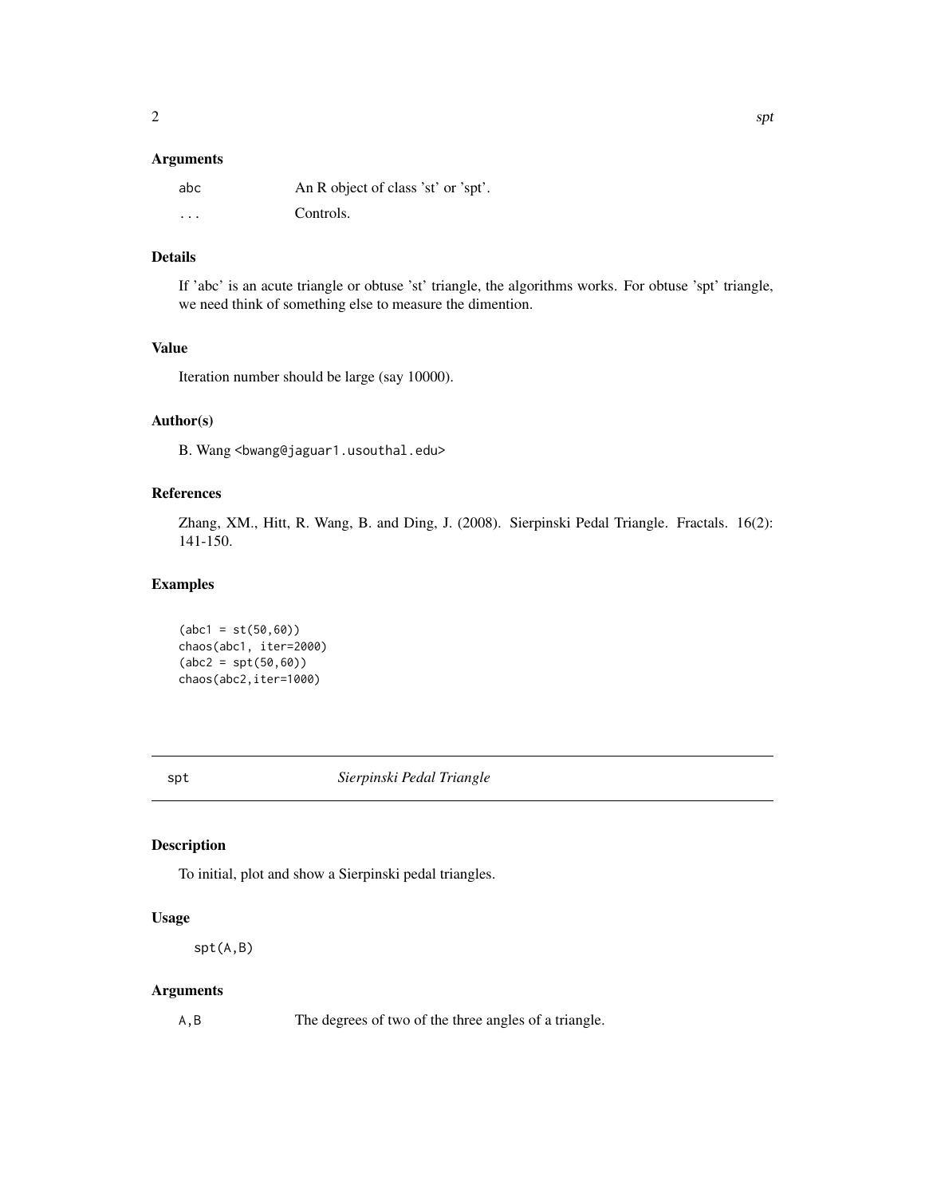### Arguments

| | |
|---|---|
| abc | An R object of class 'st' or 'spt'. |
| ... | Controls. |

### Details

If 'abc' is an acute triangle or obtuse 'st' triangle, the algorithms works. For obtuse 'spt' triangle, we need think of something else to measure the dimention.

### Value

Iteration number should be large (say 10000).

### Author(s)

B. Wang <bwang@jaguar1.usouthal.edu>

### References

Zhang, XM., Hitt, R. Wang, B. and Ding, J. (2008). Sierpinski Pedal Triangle. Fractals. 16(2): 141-150.

### Examples

```
(abc1 = st(50,60))
chaos(abc1, iter=2000)
(abc2 = spt(50,60))
chaos(abc2,iter=1000)
```

---

## spt — *Sierpinski Pedal Triangle*

---

### Description

To initial, plot and show a Sierpinski pedal triangles.

### Usage

```
spt(A,B)
```

### Arguments

| | |
|---|---|
| A,B | The degrees of two of the three angles of a triangle. |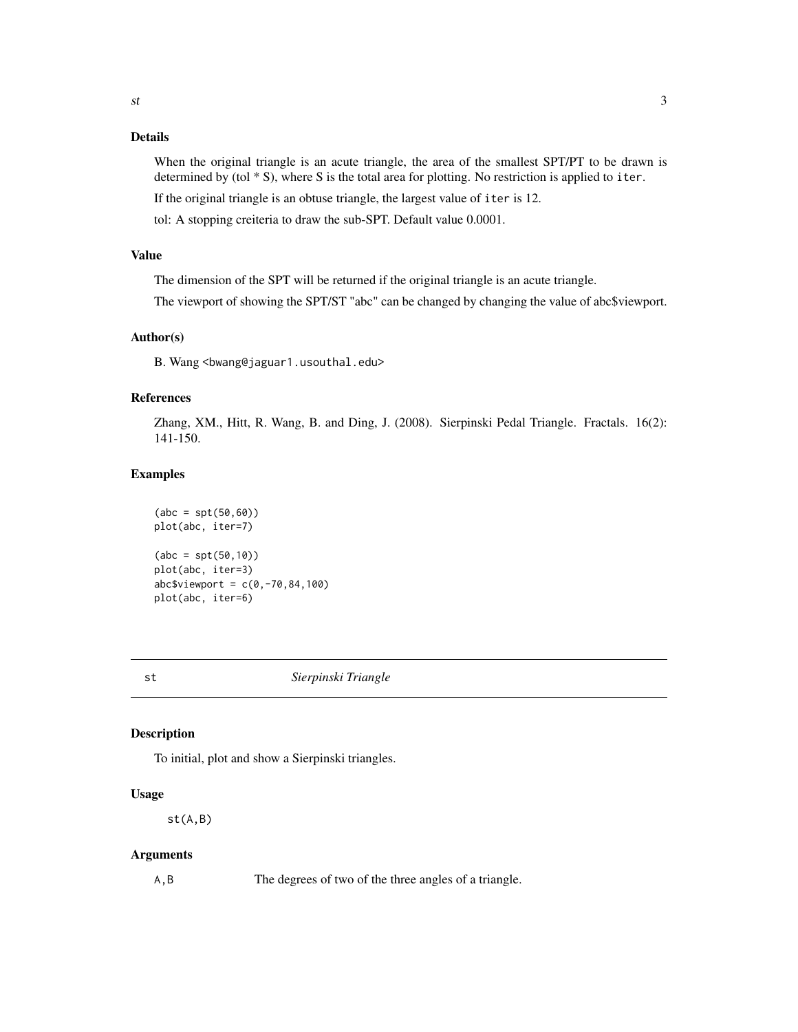## Details

When the original triangle is an acute triangle, the area of the smallest SPT/PT to be drawn is determined by (tol * S), where S is the total area for plotting. No restriction is applied to `iter`.

If the original triangle is an obtuse triangle, the largest value of `iter` is 12.

tol: A stopping creiteria to draw the sub-SPT. Default value 0.0001.

## Value

The dimension of the SPT will be returned if the original triangle is an acute triangle.

The viewport of showing the SPT/ST "abc" can be changed by changing the value of abc$viewport.

## Author(s)

B. Wang <bwang@jaguar1.usouthal.edu>

## References

Zhang, XM., Hitt, R. Wang, B. and Ding, J. (2008). Sierpinski Pedal Triangle. Fractals. 16(2): 141-150.

## Examples

```
(abc = spt(50,60))
plot(abc, iter=7)

(abc = spt(50,10))
plot(abc, iter=3)
abc$viewport = c(0,-70,84,100)
plot(abc, iter=6)
```

---

# st — *Sierpinski Triangle*

---

## Description

To initial, plot and show a Sierpinski triangles.

## Usage

```
st(A,B)
```

## Arguments

| | |
|---|---|
| `A,B` | The degrees of two of the three angles of a triangle. |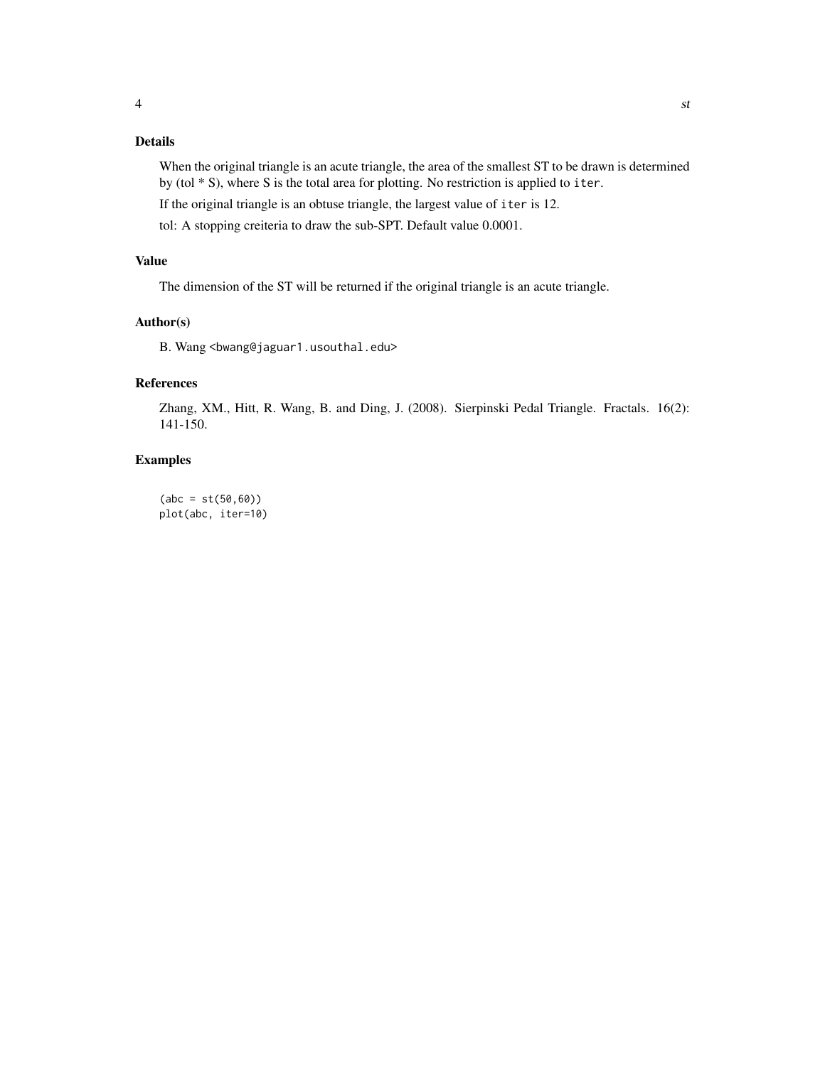## Details

When the original triangle is an acute triangle, the area of the smallest ST to be drawn is determined by (tol * S), where S is the total area for plotting. No restriction is applied to `iter`.

If the original triangle is an obtuse triangle, the largest value of `iter` is 12.

tol: A stopping creiteria to draw the sub-SPT. Default value 0.0001.

## Value

The dimension of the ST will be returned if the original triangle is an acute triangle.

## Author(s)

B. Wang <bwang@jaguar1.usouthal.edu>

## References

Zhang, XM., Hitt, R. Wang, B. and Ding, J. (2008). Sierpinski Pedal Triangle. Fractals. 16(2): 141-150.

## Examples

```
(abc = st(50,60))
plot(abc, iter=10)
```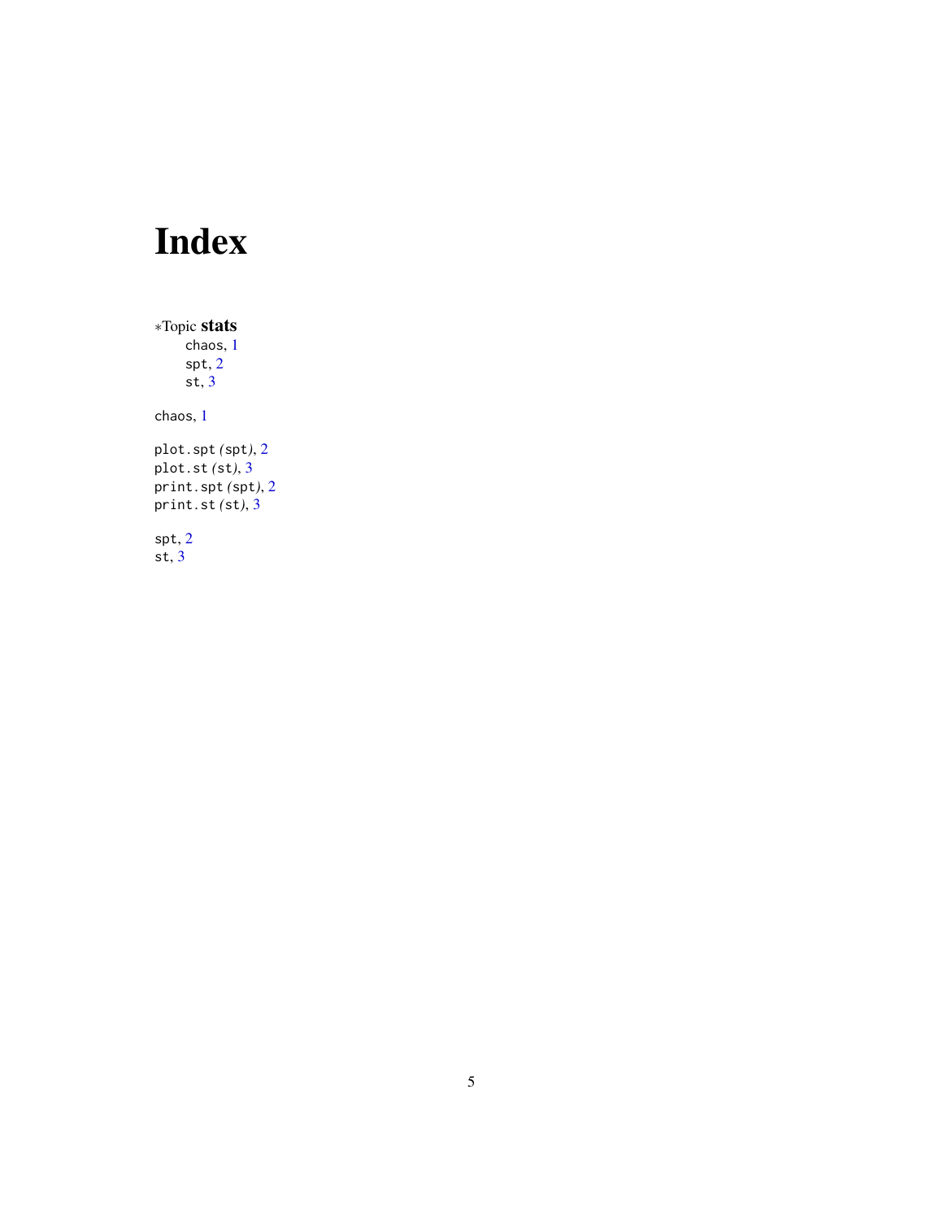# Index

*Topic **stats**
- chaos, 1
- spt, 2
- st, 3

chaos, 1

plot.spt *(*spt*)*, 2
plot.st *(*st*)*, 3
print.spt *(*spt*)*, 2
print.st *(*st*)*, 3

spt, 2
st, 3